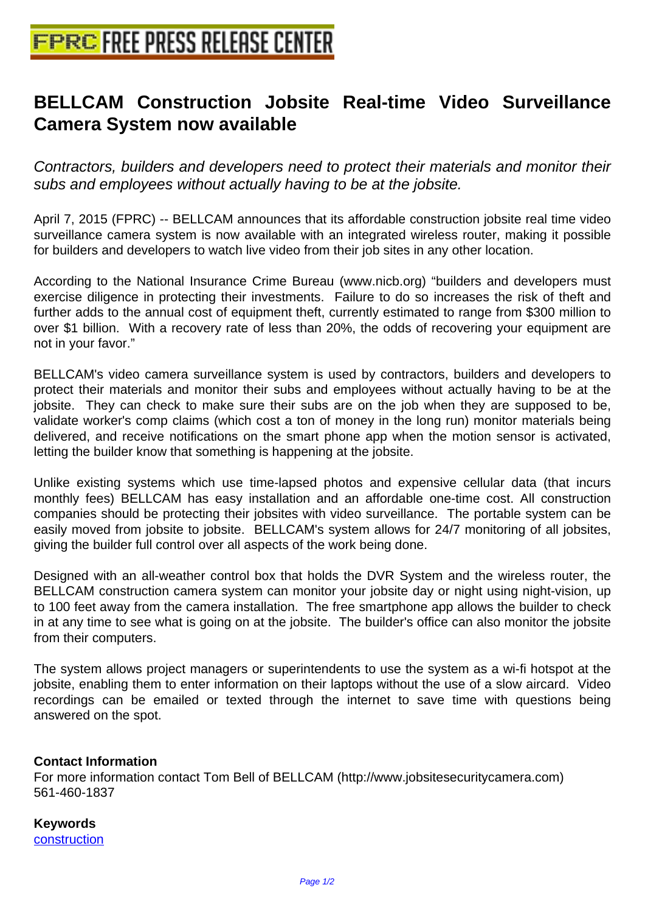# BELLCAM Construction Jobsite Real-time Video Surveillance Camera System now available

*Contractors, builders and developers need to protect their materials and monitor their subs and employees without actually having to be at the jobsite.*

April 7, 2015 (FPRC) -- BELLCAM announces that its affordable construction jobsite real time video surveillance camera system is now available with an integrated wireless router, making it possible for builders and developers to watch live video from their job sites in any other location.

According to the National Insurance Crime Bureau (www.nicb.org) "builders and developers must exercise diligence in protecting their investments. Failure to do so increases the risk of theft and further adds to the annual cost of equipment theft, currently estimated to range from $300 million to over $1 billion. With a recovery rate of less than 20%, the odds of recovering your equipment are not in your favor."

BELLCAM's video camera surveillance system is used by contractors, builders and developers to protect their materials and monitor their subs and employees without actually having to be at the jobsite. They can check to make sure their subs are on the job when they are supposed to be, validate worker's comp claims (which cost a ton of money in the long run) monitor materials being delivered, and receive notifications on the smart phone app when the motion sensor is activated, letting the builder know that something is happening at the jobsite.

Unlike existing systems which use time-lapsed photos and expensive cellular data (that incurs monthly fees) BELLCAM has easy installation and an affordable one-time cost. All construction companies should be protecting their jobsites with video surveillance. The portable system can be easily moved from jobsite to jobsite. BELLCAM's system allows for 24/7 monitoring of all jobsites, giving the builder full control over all aspects of the work being done.

Designed with an all-weather control box that holds the DVR System and the wireless router, the BELLCAM construction camera system can monitor your jobsite day or night using night-vision, up to 100 feet away from the camera installation. The free smartphone app allows the builder to check in at any time to see what is going on at the jobsite. The builder's office can also monitor the jobsite from their computers.

The system allows project managers or superintendents to use the system as a wi-fi hotspot at the jobsite, enabling them to enter information on their laptops without the use of a slow aircard. Video recordings can be emailed or texted through the internet to save time with questions being answered on the spot.

**Contact Information**
For more information contact Tom Bell of BELLCAM (http://www.jobsitesecuritycamera.com)
561-460-1837

**Keywords**
construction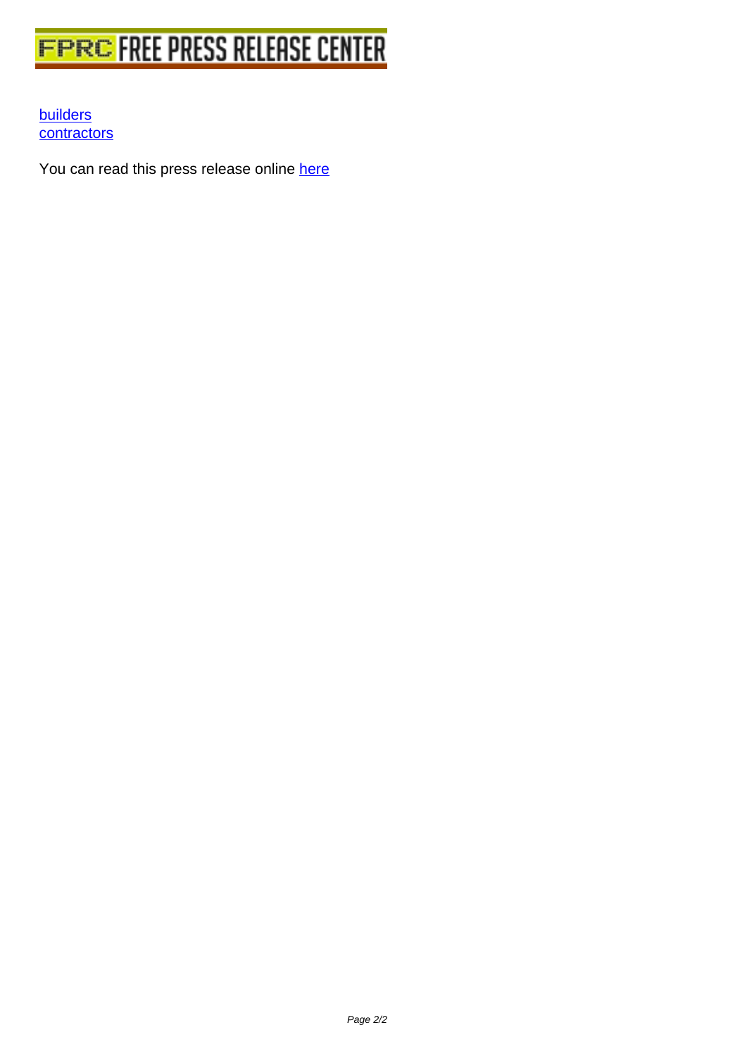builders
contractors

You can read this press release online here